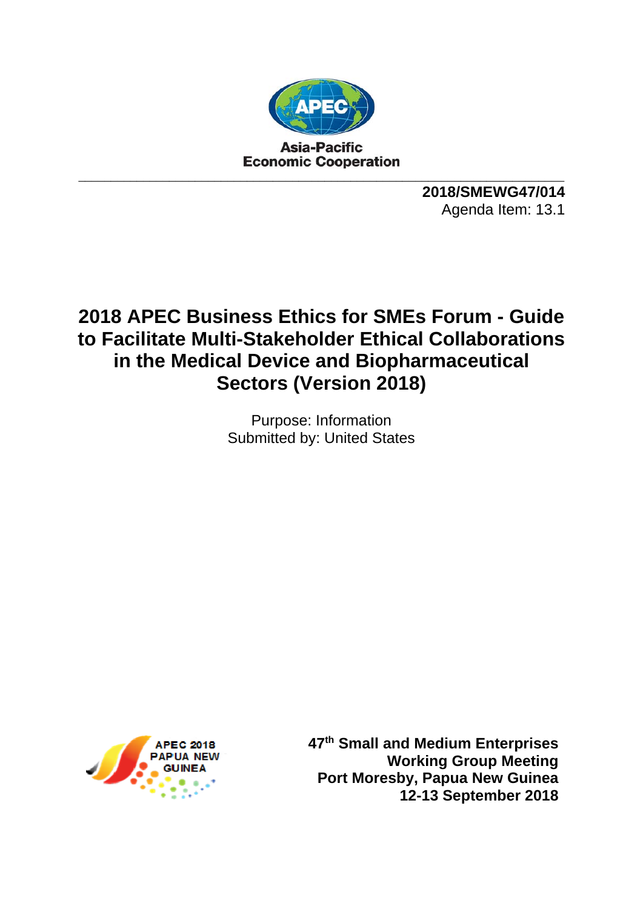Asia-Pacific
Economic Cooperation

**2018/SMEWG47/014**
Agenda Item: 13.1

# 2018 APEC Business Ethics for SMEs Forum - Guide to Facilitate Multi-Stakeholder Ethical Collaborations in the Medical Device and Biopharmaceutical Sectors (Version 2018)

Purpose: Information
Submitted by: United States

APEC 2018 PAPUA NEW GUINEA

**47th Small and Medium Enterprises Working Group Meeting**
**Port Moresby, Papua New Guinea**
**12-13 September 2018**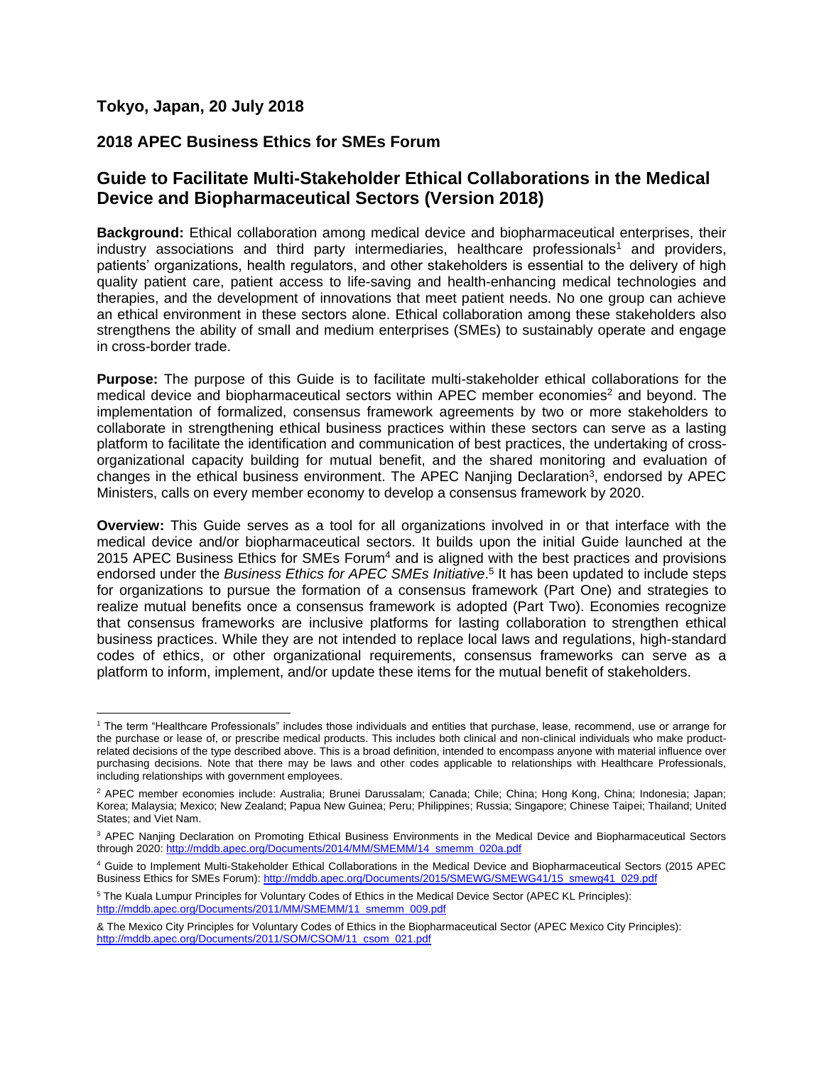**Tokyo, Japan, 20 July 2018**

**2018 APEC Business Ethics for SMEs Forum**

## Guide to Facilitate Multi-Stakeholder Ethical Collaborations in the Medical Device and Biopharmaceutical Sectors (Version 2018)

**Background:** Ethical collaboration among medical device and biopharmaceutical enterprises, their industry associations and third party intermediaries, healthcare professionals[1] and providers, patients' organizations, health regulators, and other stakeholders is essential to the delivery of high quality patient care, patient access to life-saving and health-enhancing medical technologies and therapies, and the development of innovations that meet patient needs. No one group can achieve an ethical environment in these sectors alone. Ethical collaboration among these stakeholders also strengthens the ability of small and medium enterprises (SMEs) to sustainably operate and engage in cross-border trade.

**Purpose:** The purpose of this Guide is to facilitate multi-stakeholder ethical collaborations for the medical device and biopharmaceutical sectors within APEC member economies[2] and beyond. The implementation of formalized, consensus framework agreements by two or more stakeholders to collaborate in strengthening ethical business practices within these sectors can serve as a lasting platform to facilitate the identification and communication of best practices, the undertaking of cross-organizational capacity building for mutual benefit, and the shared monitoring and evaluation of changes in the ethical business environment. The APEC Nanjing Declaration[3], endorsed by APEC Ministers, calls on every member economy to develop a consensus framework by 2020.

**Overview:** This Guide serves as a tool for all organizations involved in or that interface with the medical device and/or biopharmaceutical sectors. It builds upon the initial Guide launched at the 2015 APEC Business Ethics for SMEs Forum[4] and is aligned with the best practices and provisions endorsed under the *Business Ethics for APEC SMEs Initiative*.[5] It has been updated to include steps for organizations to pursue the formation of a consensus framework (Part One) and strategies to realize mutual benefits once a consensus framework is adopted (Part Two). Economies recognize that consensus frameworks are inclusive platforms for lasting collaboration to strengthen ethical business practices. While they are not intended to replace local laws and regulations, high-standard codes of ethics, or other organizational requirements, consensus frameworks can serve as a platform to inform, implement, and/or update these items for the mutual benefit of stakeholders.

---

[1] The term "Healthcare Professionals" includes those individuals and entities that purchase, lease, recommend, use or arrange for the purchase or lease of, or prescribe medical products. This includes both clinical and non-clinical individuals who make product-related decisions of the type described above. This is a broad definition, intended to encompass anyone with material influence over purchasing decisions. Note that there may be laws and other codes applicable to relationships with Healthcare Professionals, including relationships with government employees.

[2] APEC member economies include: Australia; Brunei Darussalam; Canada; Chile; China; Hong Kong, China; Indonesia; Japan; Korea; Malaysia; Mexico; New Zealand; Papua New Guinea; Peru; Philippines; Russia; Singapore; Chinese Taipei; Thailand; United States; and Viet Nam.

[3] APEC Nanjing Declaration on Promoting Ethical Business Environments in the Medical Device and Biopharmaceutical Sectors through 2020: http://mddb.apec.org/Documents/2014/MM/SMEMM/14_smemm_020a.pdf

[4] Guide to Implement Multi-Stakeholder Ethical Collaborations in the Medical Device and Biopharmaceutical Sectors (2015 APEC Business Ethics for SMEs Forum): http://mddb.apec.org/Documents/2015/SMEWG/SMEWG41/15_smewg41_029.pdf

[5] The Kuala Lumpur Principles for Voluntary Codes of Ethics in the Medical Device Sector (APEC KL Principles): http://mddb.apec.org/Documents/2011/MM/SMEMM/11_smemm_009.pdf

& The Mexico City Principles for Voluntary Codes of Ethics in the Biopharmaceutical Sector (APEC Mexico City Principles): http://mddb.apec.org/Documents/2011/SOM/CSOM/11_csom_021.pdf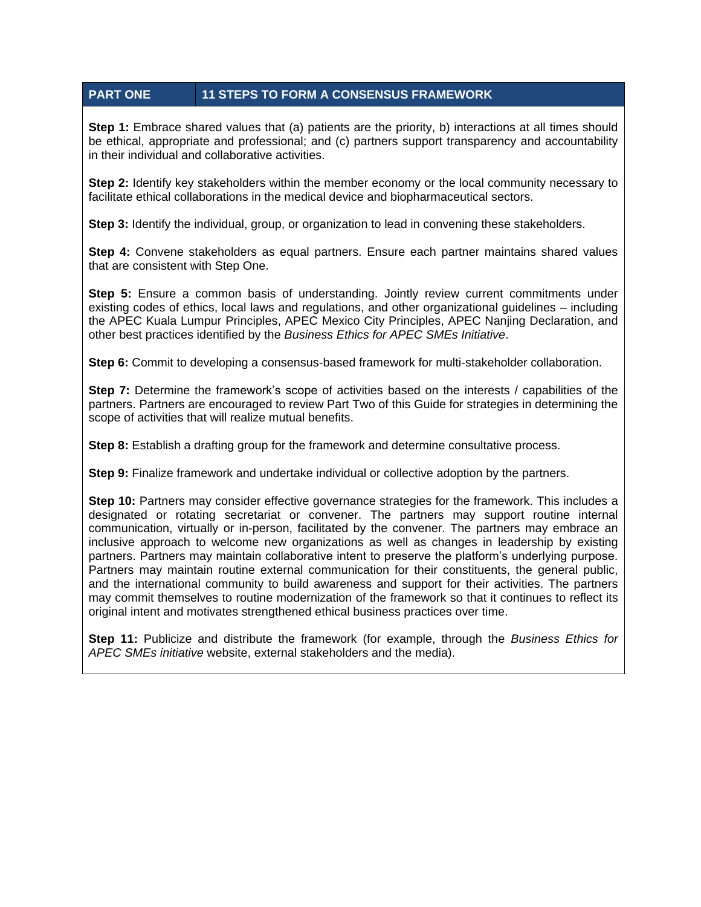## PART ONE — 11 STEPS TO FORM A CONSENSUS FRAMEWORK

**Step 1:** Embrace shared values that (a) patients are the priority, b) interactions at all times should be ethical, appropriate and professional; and (c) partners support transparency and accountability in their individual and collaborative activities.

**Step 2:** Identify key stakeholders within the member economy or the local community necessary to facilitate ethical collaborations in the medical device and biopharmaceutical sectors.

**Step 3:** Identify the individual, group, or organization to lead in convening these stakeholders.

**Step 4:** Convene stakeholders as equal partners. Ensure each partner maintains shared values that are consistent with Step One.

**Step 5:** Ensure a common basis of understanding. Jointly review current commitments under existing codes of ethics, local laws and regulations, and other organizational guidelines – including the APEC Kuala Lumpur Principles, APEC Mexico City Principles, APEC Nanjing Declaration, and other best practices identified by the *Business Ethics for APEC SMEs Initiative*.

**Step 6:** Commit to developing a consensus-based framework for multi-stakeholder collaboration.

**Step 7:** Determine the framework's scope of activities based on the interests / capabilities of the partners. Partners are encouraged to review Part Two of this Guide for strategies in determining the scope of activities that will realize mutual benefits.

**Step 8:** Establish a drafting group for the framework and determine consultative process.

**Step 9:** Finalize framework and undertake individual or collective adoption by the partners.

**Step 10:** Partners may consider effective governance strategies for the framework. This includes a designated or rotating secretariat or convener. The partners may support routine internal communication, virtually or in-person, facilitated by the convener. The partners may embrace an inclusive approach to welcome new organizations as well as changes in leadership by existing partners. Partners may maintain collaborative intent to preserve the platform's underlying purpose. Partners may maintain routine external communication for their constituents, the general public, and the international community to build awareness and support for their activities. The partners may commit themselves to routine modernization of the framework so that it continues to reflect its original intent and motivates strengthened ethical business practices over time.

**Step 11:** Publicize and distribute the framework (for example, through the *Business Ethics for APEC SMEs initiative* website, external stakeholders and the media).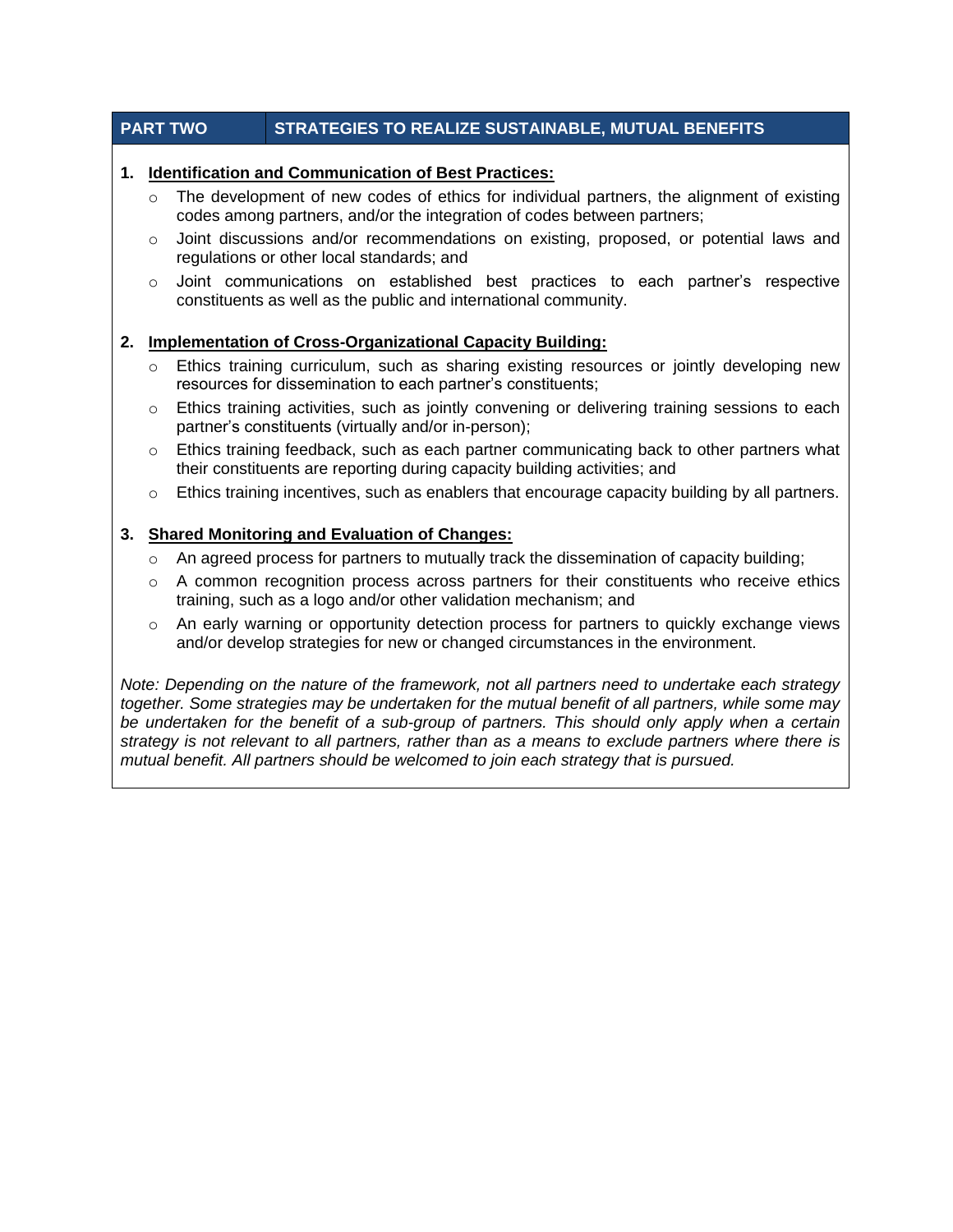## PART TWO — STRATEGIES TO REALIZE SUSTAINABLE, MUTUAL BENEFITS

1. **Identification and Communication of Best Practices:**
   - The development of new codes of ethics for individual partners, the alignment of existing codes among partners, and/or the integration of codes between partners;
   - Joint discussions and/or recommendations on existing, proposed, or potential laws and regulations or other local standards; and
   - Joint communications on established best practices to each partner's respective constituents as well as the public and international community.

2. **Implementation of Cross-Organizational Capacity Building:**
   - Ethics training curriculum, such as sharing existing resources or jointly developing new resources for dissemination to each partner's constituents;
   - Ethics training activities, such as jointly convening or delivering training sessions to each partner's constituents (virtually and/or in-person);
   - Ethics training feedback, such as each partner communicating back to other partners what their constituents are reporting during capacity building activities; and
   - Ethics training incentives, such as enablers that encourage capacity building by all partners.

3. **Shared Monitoring and Evaluation of Changes:**
   - An agreed process for partners to mutually track the dissemination of capacity building;
   - A common recognition process across partners for their constituents who receive ethics training, such as a logo and/or other validation mechanism; and
   - An early warning or opportunity detection process for partners to quickly exchange views and/or develop strategies for new or changed circumstances in the environment.

*Note: Depending on the nature of the framework, not all partners need to undertake each strategy together. Some strategies may be undertaken for the mutual benefit of all partners, while some may be undertaken for the benefit of a sub-group of partners. This should only apply when a certain strategy is not relevant to all partners, rather than as a means to exclude partners where there is mutual benefit. All partners should be welcomed to join each strategy that is pursued.*